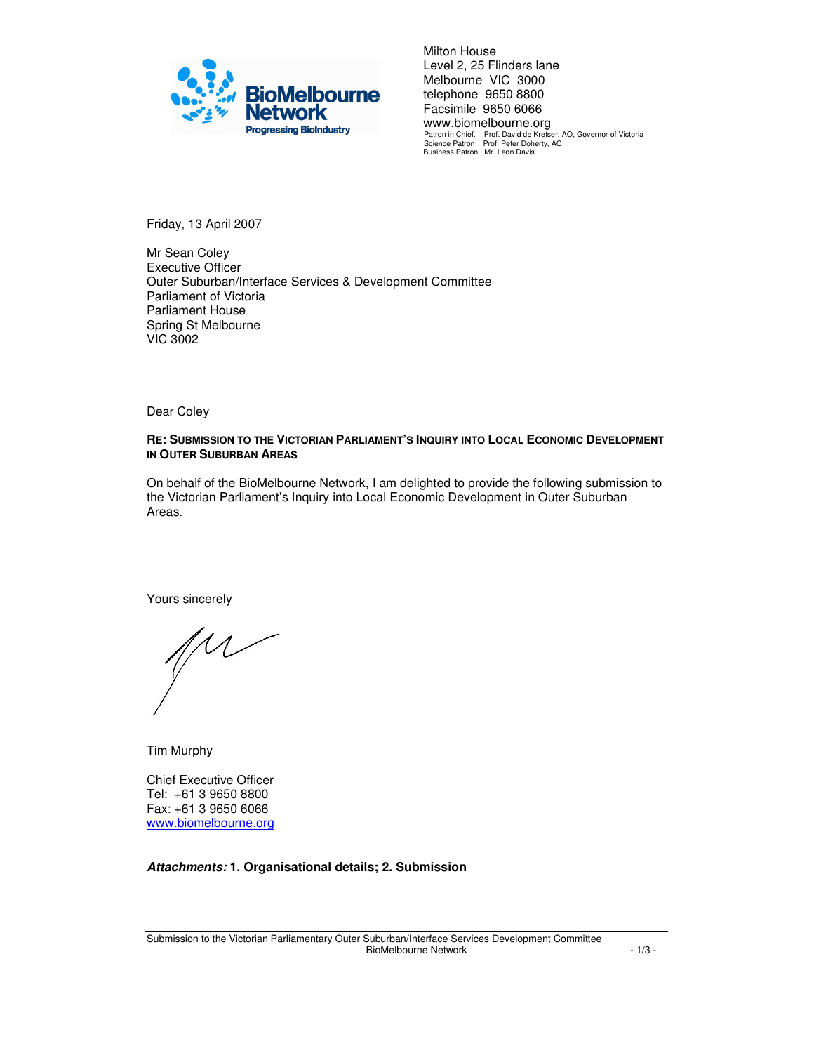BioMelbourne Network
Progressing BioIndustry

Milton House
Level 2, 25 Flinders lane
Melbourne VIC 3000
telephone 9650 8800
Facsimile 9650 6066
www.biomelbourne.org
Patron in Chief. Prof. David de Kretser, AO, Governor of Victoria
Science Patron Prof. Peter Doherty, AC
Business Patron Mr. Leon Davis

Friday, 13 April 2007

Mr Sean Coley
Executive Officer
Outer Suburban/Interface Services & Development Committee
Parliament of Victoria
Parliament House
Spring St Melbourne
VIC 3002

Dear Coley

**RE: SUBMISSION TO THE VICTORIAN PARLIAMENT'S INQUIRY INTO LOCAL ECONOMIC DEVELOPMENT IN OUTER SUBURBAN AREAS**

On behalf of the BioMelbourne Network, I am delighted to provide the following submission to the Victorian Parliament's Inquiry into Local Economic Development in Outer Suburban Areas.

Yours sincerely

Tim Murphy

Chief Executive Officer
Tel: +61 3 9650 8800
Fax: +61 3 9650 6066
www.biomelbourne.org

***Attachments:*** **1. Organisational details; 2. Submission**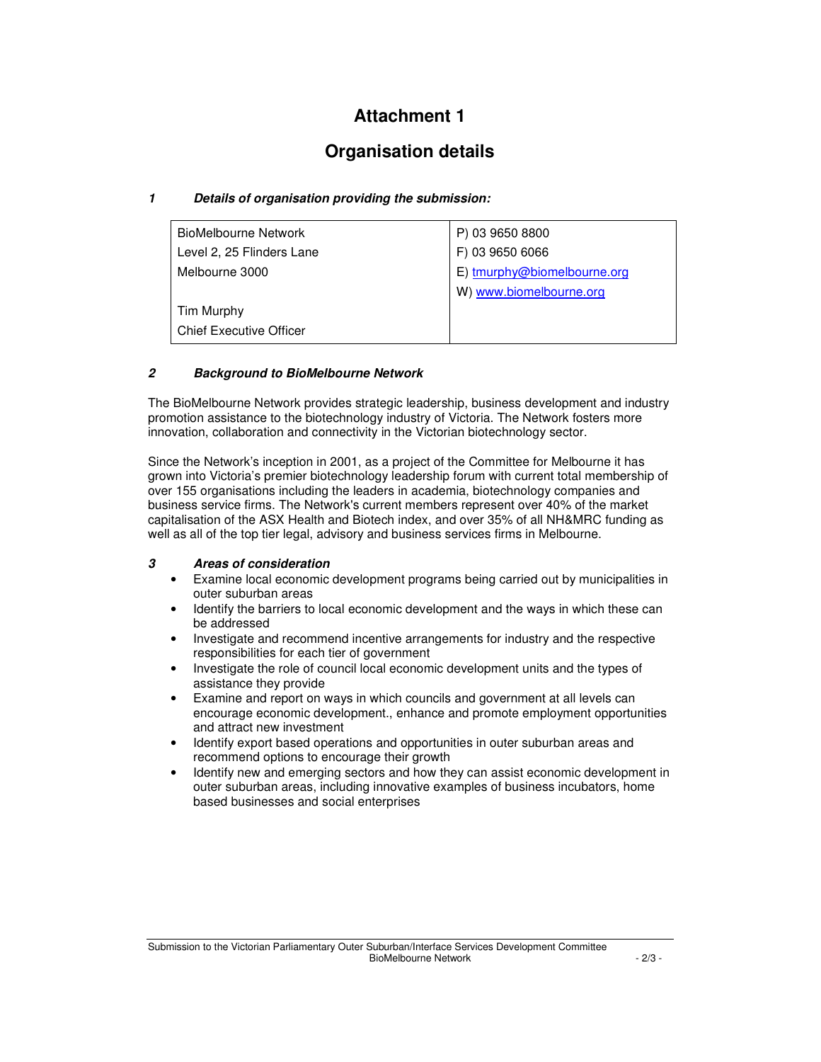# Attachment 1

# Organisation details

### *1 Details of organisation providing the submission:*

| | |
|---|---|
| BioMelbourne Network<br>Level 2, 25 Flinders Lane<br>Melbourne 3000<br><br>Tim Murphy<br>Chief Executive Officer | P) 03 9650 8800<br>F) 03 9650 6066<br>E) tmurphy@biomelbourne.org<br>W) www.biomelbourne.org |

### *2 Background to BioMelbourne Network*

The BioMelbourne Network provides strategic leadership, business development and industry promotion assistance to the biotechnology industry of Victoria. The Network fosters more innovation, collaboration and connectivity in the Victorian biotechnology sector.

Since the Network's inception in 2001, as a project of the Committee for Melbourne it has grown into Victoria's premier biotechnology leadership forum with current total membership of over 155 organisations including the leaders in academia, biotechnology companies and business service firms. The Network's current members represent over 40% of the market capitalisation of the ASX Health and Biotech index, and over 35% of all NH&MRC funding as well as all of the top tier legal, advisory and business services firms in Melbourne.

### *3 Areas of consideration*

- Examine local economic development programs being carried out by municipalities in outer suburban areas
- Identify the barriers to local economic development and the ways in which these can be addressed
- Investigate and recommend incentive arrangements for industry and the respective responsibilities for each tier of government
- Investigate the role of council local economic development units and the types of assistance they provide
- Examine and report on ways in which councils and government at all levels can encourage economic development., enhance and promote employment opportunities and attract new investment
- Identify export based operations and opportunities in outer suburban areas and recommend options to encourage their growth
- Identify new and emerging sectors and how they can assist economic development in outer suburban areas, including innovative examples of business incubators, home based businesses and social enterprises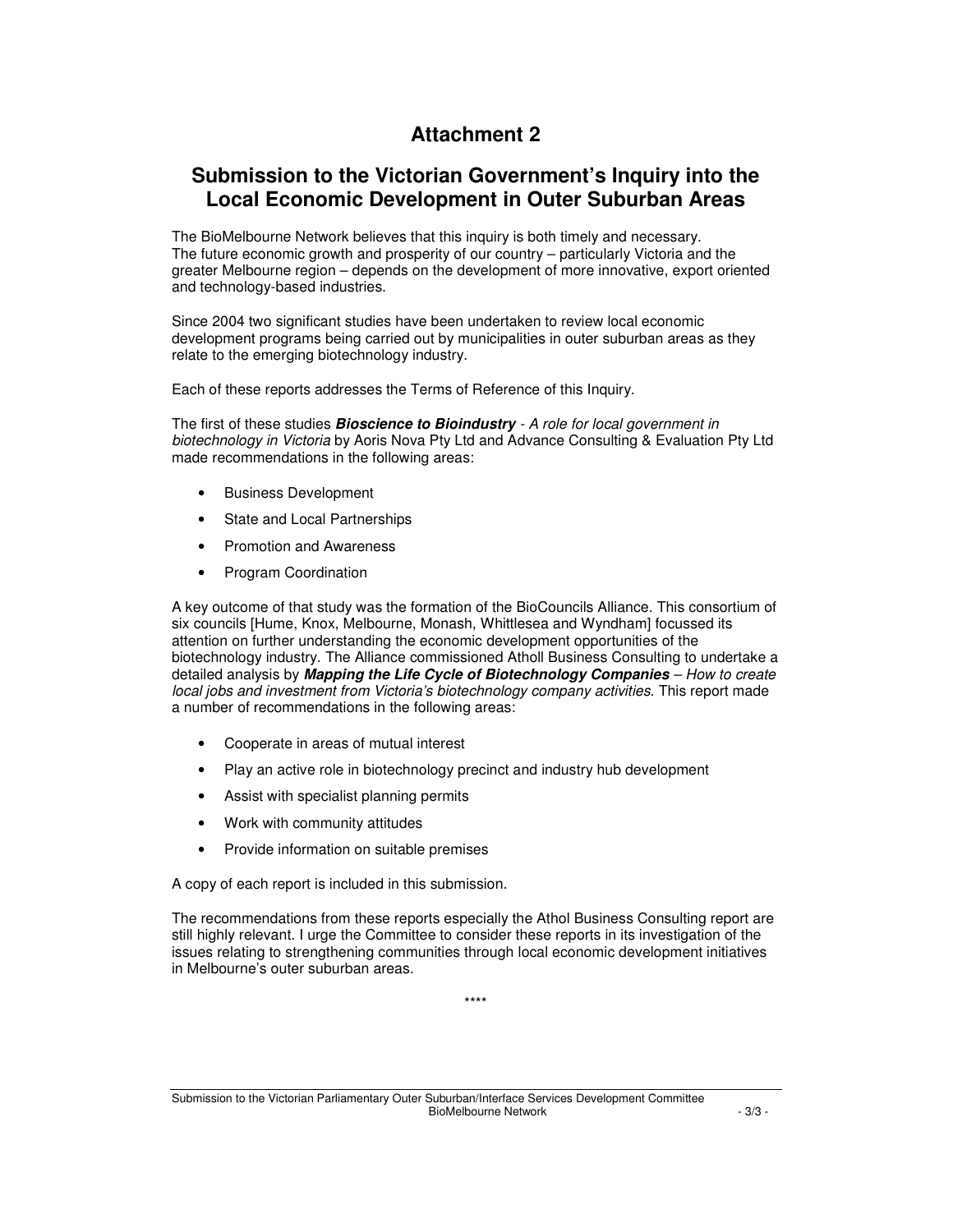# Attachment 2

## Submission to the Victorian Government's Inquiry into the Local Economic Development in Outer Suburban Areas

The BioMelbourne Network believes that this inquiry is both timely and necessary.
The future economic growth and prosperity of our country – particularly Victoria and the greater Melbourne region – depends on the development of more innovative, export oriented and technology-based industries.

Since 2004 two significant studies have been undertaken to review local economic development programs being carried out by municipalities in outer suburban areas as they relate to the emerging biotechnology industry.

Each of these reports addresses the Terms of Reference of this Inquiry.

The first of these studies ***Bioscience to Bioindustry*** *- A role for local government in biotechnology in Victoria* by Aoris Nova Pty Ltd and Advance Consulting & Evaluation Pty Ltd made recommendations in the following areas:

- Business Development
- State and Local Partnerships
- Promotion and Awareness
- Program Coordination

A key outcome of that study was the formation of the BioCouncils Alliance. This consortium of six councils [Hume, Knox, Melbourne, Monash, Whittlesea and Wyndham] focussed its attention on further understanding the economic development opportunities of the biotechnology industry. The Alliance commissioned Atholl Business Consulting to undertake a detailed analysis by ***Mapping the Life Cycle of Biotechnology Companies*** *– How to create local jobs and investment from Victoria's biotechnology company activities*. This report made a number of recommendations in the following areas:

- Cooperate in areas of mutual interest
- Play an active role in biotechnology precinct and industry hub development
- Assist with specialist planning permits
- Work with community attitudes
- Provide information on suitable premises

A copy of each report is included in this submission.

The recommendations from these reports especially the Athol Business Consulting report are still highly relevant. I urge the Committee to consider these reports in its investigation of the issues relating to strengthening communities through local economic development initiatives in Melbourne's outer suburban areas.

****